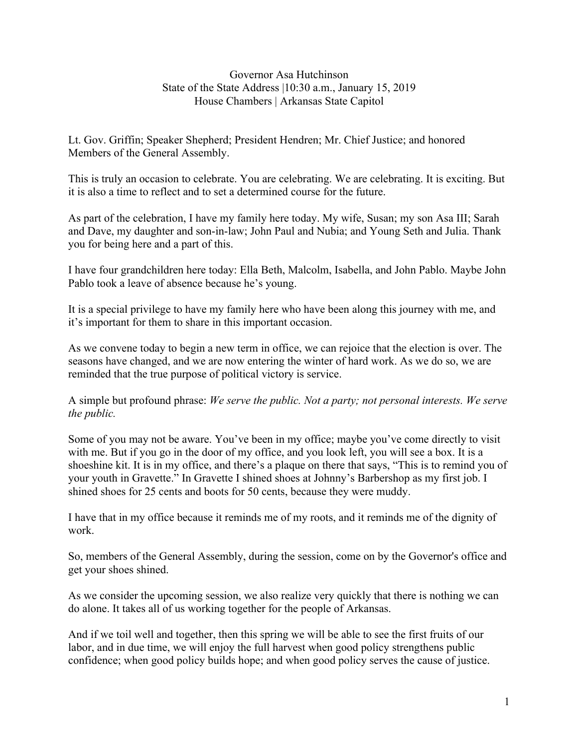Governor Asa Hutchinson
State of the State Address |10:30 a.m., January 15, 2019
House Chambers | Arkansas State Capitol

Lt. Gov. Griffin; Speaker Shepherd; President Hendren; Mr. Chief Justice; and honored Members of the General Assembly.

This is truly an occasion to celebrate. You are celebrating. We are celebrating. It is exciting. But it is also a time to reflect and to set a determined course for the future.

As part of the celebration, I have my family here today. My wife, Susan; my son Asa III; Sarah and Dave, my daughter and son-in-law; John Paul and Nubia; and Young Seth and Julia. Thank you for being here and a part of this.

I have four grandchildren here today: Ella Beth, Malcolm, Isabella, and John Pablo. Maybe John Pablo took a leave of absence because he's young.

It is a special privilege to have my family here who have been along this journey with me, and it's important for them to share in this important occasion.

As we convene today to begin a new term in office, we can rejoice that the election is over. The seasons have changed, and we are now entering the winter of hard work. As we do so, we are reminded that the true purpose of political victory is service.

A simple but profound phrase: *We serve the public. Not a party; not personal interests. We serve the public.*

Some of you may not be aware. You've been in my office; maybe you've come directly to visit with me. But if you go in the door of my office, and you look left, you will see a box. It is a shoeshine kit. It is in my office, and there's a plaque on there that says, "This is to remind you of your youth in Gravette." In Gravette I shined shoes at Johnny's Barbershop as my first job. I shined shoes for 25 cents and boots for 50 cents, because they were muddy.

I have that in my office because it reminds me of my roots, and it reminds me of the dignity of work.

So, members of the General Assembly, during the session, come on by the Governor's office and get your shoes shined.

As we consider the upcoming session, we also realize very quickly that there is nothing we can do alone. It takes all of us working together for the people of Arkansas.

And if we toil well and together, then this spring we will be able to see the first fruits of our labor, and in due time, we will enjoy the full harvest when good policy strengthens public confidence; when good policy builds hope; and when good policy serves the cause of justice.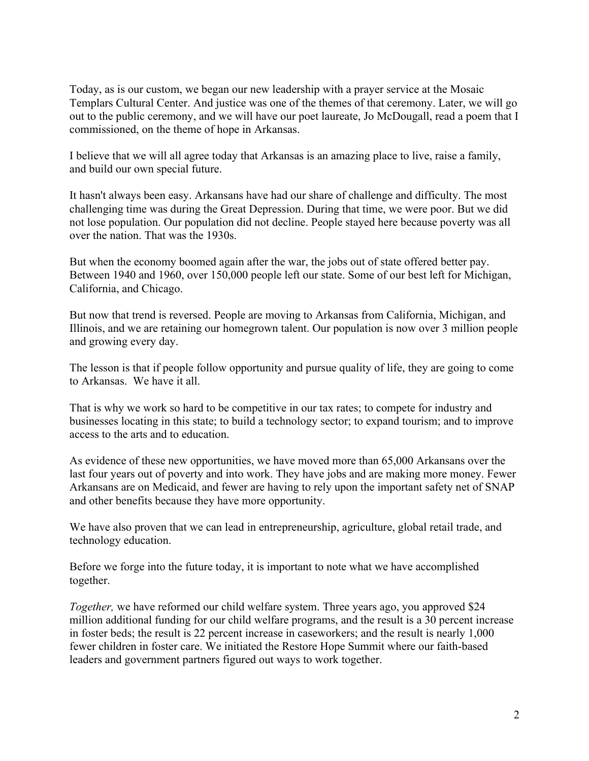Today, as is our custom, we began our new leadership with a prayer service at the Mosaic Templars Cultural Center. And justice was one of the themes of that ceremony. Later, we will go out to the public ceremony, and we will have our poet laureate, Jo McDougall, read a poem that I commissioned, on the theme of hope in Arkansas.

I believe that we will all agree today that Arkansas is an amazing place to live, raise a family, and build our own special future.

It hasn't always been easy. Arkansans have had our share of challenge and difficulty. The most challenging time was during the Great Depression. During that time, we were poor. But we did not lose population. Our population did not decline. People stayed here because poverty was all over the nation. That was the 1930s.

But when the economy boomed again after the war, the jobs out of state offered better pay. Between 1940 and 1960, over 150,000 people left our state. Some of our best left for Michigan, California, and Chicago.

But now that trend is reversed. People are moving to Arkansas from California, Michigan, and Illinois, and we are retaining our homegrown talent. Our population is now over 3 million people and growing every day.

The lesson is that if people follow opportunity and pursue quality of life, they are going to come to Arkansas. We have it all.

That is why we work so hard to be competitive in our tax rates; to compete for industry and businesses locating in this state; to build a technology sector; to expand tourism; and to improve access to the arts and to education.

As evidence of these new opportunities, we have moved more than 65,000 Arkansans over the last four years out of poverty and into work. They have jobs and are making more money. Fewer Arkansans are on Medicaid, and fewer are having to rely upon the important safety net of SNAP and other benefits because they have more opportunity.

We have also proven that we can lead in entrepreneurship, agriculture, global retail trade, and technology education.

Before we forge into the future today, it is important to note what we have accomplished together.

*Together,* we have reformed our child welfare system. Three years ago, you approved $24 million additional funding for our child welfare programs, and the result is a 30 percent increase in foster beds; the result is 22 percent increase in caseworkers; and the result is nearly 1,000 fewer children in foster care. We initiated the Restore Hope Summit where our faith-based leaders and government partners figured out ways to work together.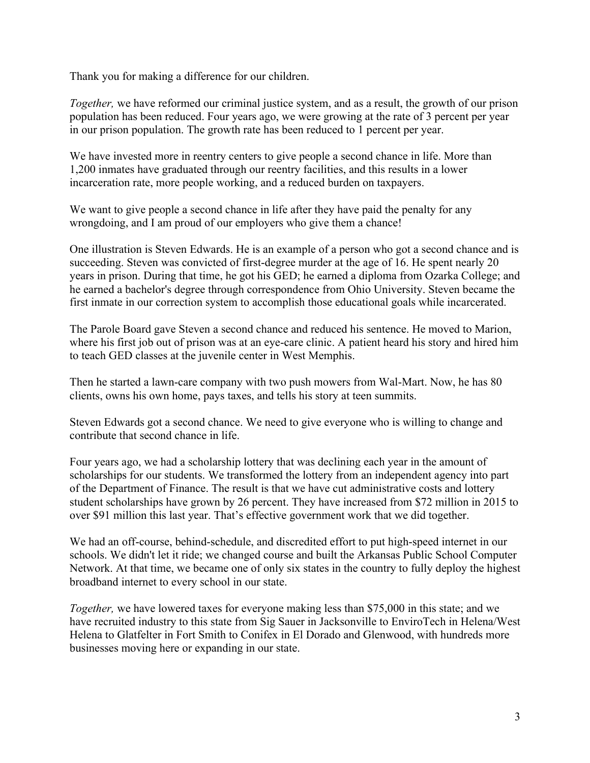Thank you for making a difference for our children.

*Together,* we have reformed our criminal justice system, and as a result, the growth of our prison population has been reduced. Four years ago, we were growing at the rate of 3 percent per year in our prison population. The growth rate has been reduced to 1 percent per year.

We have invested more in reentry centers to give people a second chance in life. More than 1,200 inmates have graduated through our reentry facilities, and this results in a lower incarceration rate, more people working, and a reduced burden on taxpayers.

We want to give people a second chance in life after they have paid the penalty for any wrongdoing, and I am proud of our employers who give them a chance!

One illustration is Steven Edwards. He is an example of a person who got a second chance and is succeeding. Steven was convicted of first-degree murder at the age of 16. He spent nearly 20 years in prison. During that time, he got his GED; he earned a diploma from Ozarka College; and he earned a bachelor's degree through correspondence from Ohio University. Steven became the first inmate in our correction system to accomplish those educational goals while incarcerated.

The Parole Board gave Steven a second chance and reduced his sentence. He moved to Marion, where his first job out of prison was at an eye-care clinic. A patient heard his story and hired him to teach GED classes at the juvenile center in West Memphis.

Then he started a lawn-care company with two push mowers from Wal-Mart. Now, he has 80 clients, owns his own home, pays taxes, and tells his story at teen summits.

Steven Edwards got a second chance. We need to give everyone who is willing to change and contribute that second chance in life.

Four years ago, we had a scholarship lottery that was declining each year in the amount of scholarships for our students. We transformed the lottery from an independent agency into part of the Department of Finance. The result is that we have cut administrative costs and lottery student scholarships have grown by 26 percent. They have increased from $72 million in 2015 to over $91 million this last year. That's effective government work that we did together.

We had an off-course, behind-schedule, and discredited effort to put high-speed internet in our schools. We didn't let it ride; we changed course and built the Arkansas Public School Computer Network. At that time, we became one of only six states in the country to fully deploy the highest broadband internet to every school in our state.

*Together,* we have lowered taxes for everyone making less than $75,000 in this state; and we have recruited industry to this state from Sig Sauer in Jacksonville to EnviroTech in Helena/West Helena to Glatfelter in Fort Smith to Conifex in El Dorado and Glenwood, with hundreds more businesses moving here or expanding in our state.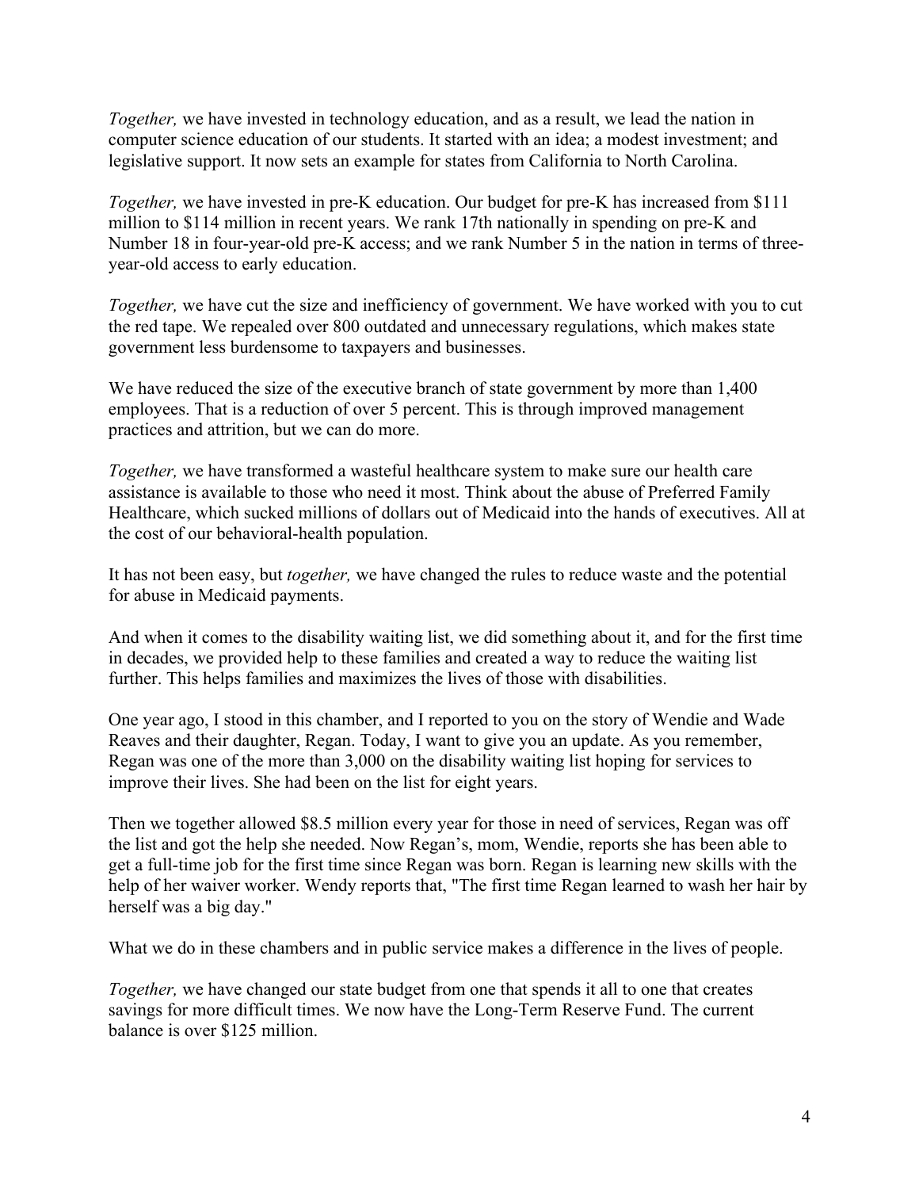*Together,* we have invested in technology education, and as a result, we lead the nation in computer science education of our students. It started with an idea; a modest investment; and legislative support. It now sets an example for states from California to North Carolina.

*Together,* we have invested in pre-K education. Our budget for pre-K has increased from $111 million to $114 million in recent years. We rank 17th nationally in spending on pre-K and Number 18 in four-year-old pre-K access; and we rank Number 5 in the nation in terms of three-year-old access to early education.

*Together,* we have cut the size and inefficiency of government. We have worked with you to cut the red tape. We repealed over 800 outdated and unnecessary regulations, which makes state government less burdensome to taxpayers and businesses.

We have reduced the size of the executive branch of state government by more than 1,400 employees. That is a reduction of over 5 percent. This is through improved management practices and attrition, but we can do more.

*Together,* we have transformed a wasteful healthcare system to make sure our health care assistance is available to those who need it most. Think about the abuse of Preferred Family Healthcare, which sucked millions of dollars out of Medicaid into the hands of executives. All at the cost of our behavioral-health population.

It has not been easy, but *together,* we have changed the rules to reduce waste and the potential for abuse in Medicaid payments.

And when it comes to the disability waiting list, we did something about it, and for the first time in decades, we provided help to these families and created a way to reduce the waiting list further. This helps families and maximizes the lives of those with disabilities.

One year ago, I stood in this chamber, and I reported to you on the story of Wendie and Wade Reaves and their daughter, Regan. Today, I want to give you an update. As you remember, Regan was one of the more than 3,000 on the disability waiting list hoping for services to improve their lives. She had been on the list for eight years.

Then we together allowed $8.5 million every year for those in need of services, Regan was off the list and got the help she needed. Now Regan's, mom, Wendie, reports she has been able to get a full-time job for the first time since Regan was born. Regan is learning new skills with the help of her waiver worker. Wendy reports that, "The first time Regan learned to wash her hair by herself was a big day."

What we do in these chambers and in public service makes a difference in the lives of people.

*Together,* we have changed our state budget from one that spends it all to one that creates savings for more difficult times. We now have the Long-Term Reserve Fund. The current balance is over $125 million.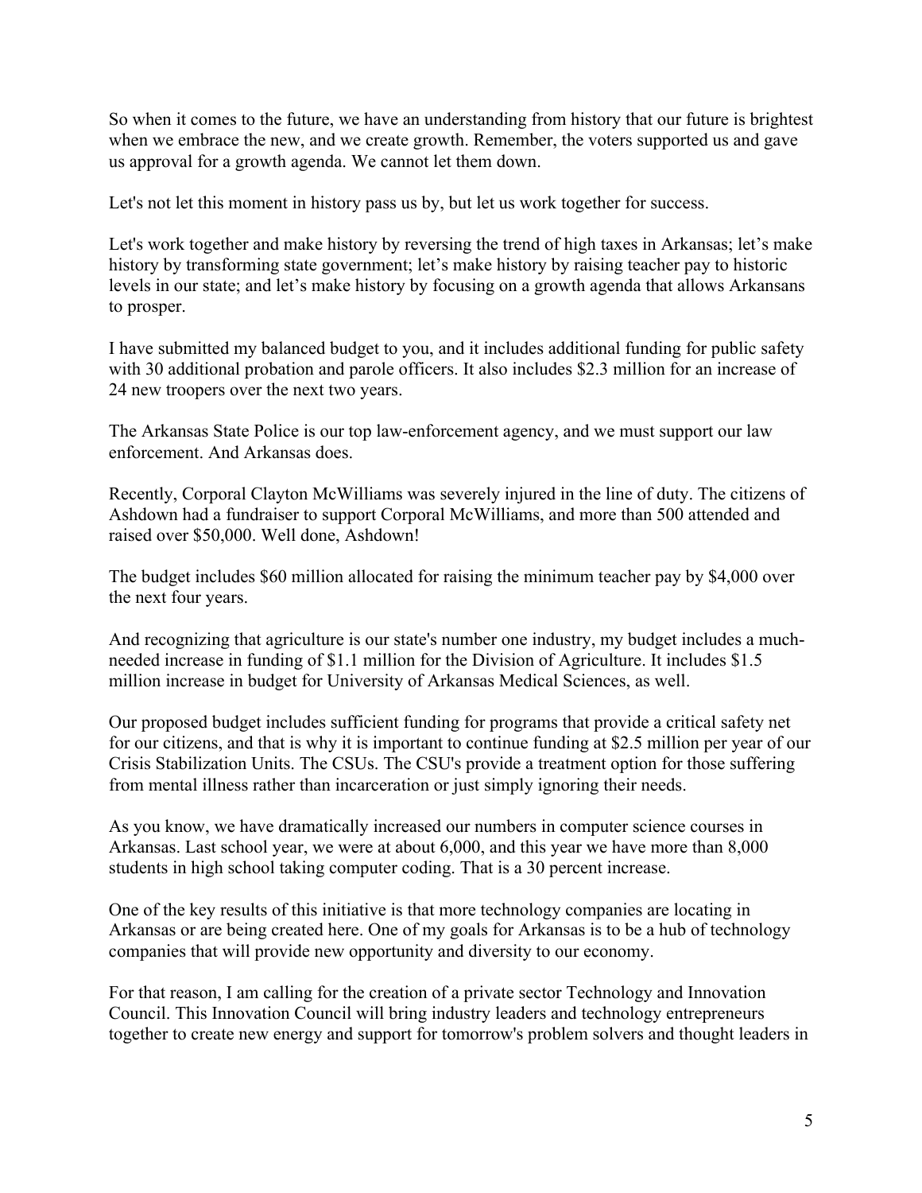So when it comes to the future, we have an understanding from history that our future is brightest when we embrace the new, and we create growth. Remember, the voters supported us and gave us approval for a growth agenda. We cannot let them down.

Let's not let this moment in history pass us by, but let us work together for success.

Let's work together and make history by reversing the trend of high taxes in Arkansas; let's make history by transforming state government; let's make history by raising teacher pay to historic levels in our state; and let's make history by focusing on a growth agenda that allows Arkansans to prosper.

I have submitted my balanced budget to you, and it includes additional funding for public safety with 30 additional probation and parole officers. It also includes $2.3 million for an increase of 24 new troopers over the next two years.

The Arkansas State Police is our top law-enforcement agency, and we must support our law enforcement. And Arkansas does.

Recently, Corporal Clayton McWilliams was severely injured in the line of duty. The citizens of Ashdown had a fundraiser to support Corporal McWilliams, and more than 500 attended and raised over $50,000. Well done, Ashdown!

The budget includes $60 million allocated for raising the minimum teacher pay by $4,000 over the next four years.

And recognizing that agriculture is our state's number one industry, my budget includes a much-needed increase in funding of $1.1 million for the Division of Agriculture. It includes $1.5 million increase in budget for University of Arkansas Medical Sciences, as well.

Our proposed budget includes sufficient funding for programs that provide a critical safety net for our citizens, and that is why it is important to continue funding at $2.5 million per year of our Crisis Stabilization Units. The CSUs. The CSU's provide a treatment option for those suffering from mental illness rather than incarceration or just simply ignoring their needs.

As you know, we have dramatically increased our numbers in computer science courses in Arkansas. Last school year, we were at about 6,000, and this year we have more than 8,000 students in high school taking computer coding. That is a 30 percent increase.

One of the key results of this initiative is that more technology companies are locating in Arkansas or are being created here. One of my goals for Arkansas is to be a hub of technology companies that will provide new opportunity and diversity to our economy.

For that reason, I am calling for the creation of a private sector Technology and Innovation Council. This Innovation Council will bring industry leaders and technology entrepreneurs together to create new energy and support for tomorrow's problem solvers and thought leaders in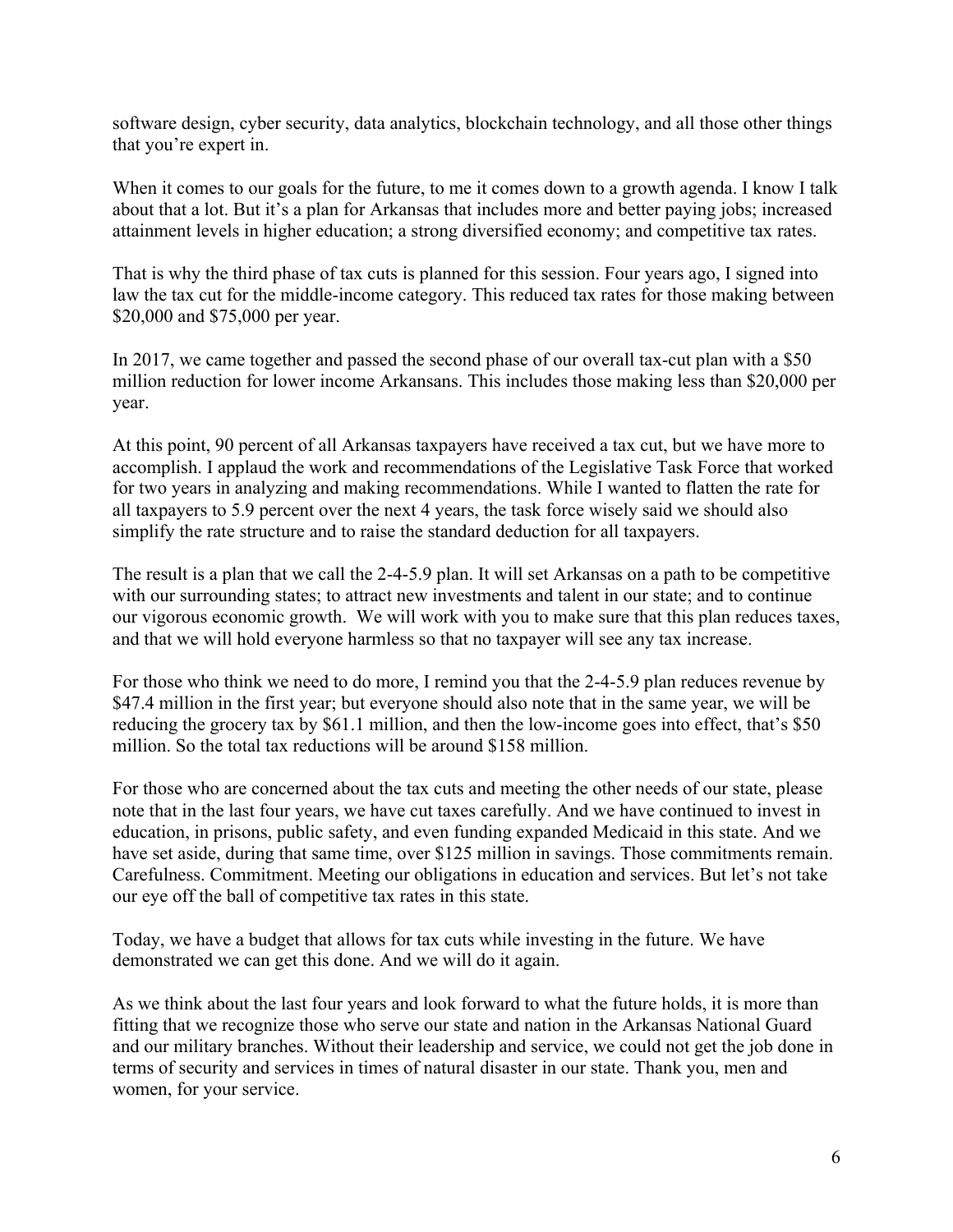software design, cyber security, data analytics, blockchain technology, and all those other things that you're expert in.

When it comes to our goals for the future, to me it comes down to a growth agenda. I know I talk about that a lot. But it's a plan for Arkansas that includes more and better paying jobs; increased attainment levels in higher education; a strong diversified economy; and competitive tax rates.

That is why the third phase of tax cuts is planned for this session. Four years ago, I signed into law the tax cut for the middle-income category. This reduced tax rates for those making between $20,000 and $75,000 per year.

In 2017, we came together and passed the second phase of our overall tax-cut plan with a $50 million reduction for lower income Arkansans. This includes those making less than $20,000 per year.

At this point, 90 percent of all Arkansas taxpayers have received a tax cut, but we have more to accomplish. I applaud the work and recommendations of the Legislative Task Force that worked for two years in analyzing and making recommendations. While I wanted to flatten the rate for all taxpayers to 5.9 percent over the next 4 years, the task force wisely said we should also simplify the rate structure and to raise the standard deduction for all taxpayers.

The result is a plan that we call the 2-4-5.9 plan. It will set Arkansas on a path to be competitive with our surrounding states; to attract new investments and talent in our state; and to continue our vigorous economic growth. We will work with you to make sure that this plan reduces taxes, and that we will hold everyone harmless so that no taxpayer will see any tax increase.

For those who think we need to do more, I remind you that the 2-4-5.9 plan reduces revenue by $47.4 million in the first year; but everyone should also note that in the same year, we will be reducing the grocery tax by $61.1 million, and then the low-income goes into effect, that's $50 million. So the total tax reductions will be around $158 million.

For those who are concerned about the tax cuts and meeting the other needs of our state, please note that in the last four years, we have cut taxes carefully. And we have continued to invest in education, in prisons, public safety, and even funding expanded Medicaid in this state. And we have set aside, during that same time, over $125 million in savings. Those commitments remain. Carefulness. Commitment. Meeting our obligations in education and services. But let's not take our eye off the ball of competitive tax rates in this state.

Today, we have a budget that allows for tax cuts while investing in the future. We have demonstrated we can get this done. And we will do it again.

As we think about the last four years and look forward to what the future holds, it is more than fitting that we recognize those who serve our state and nation in the Arkansas National Guard and our military branches. Without their leadership and service, we could not get the job done in terms of security and services in times of natural disaster in our state. Thank you, men and women, for your service.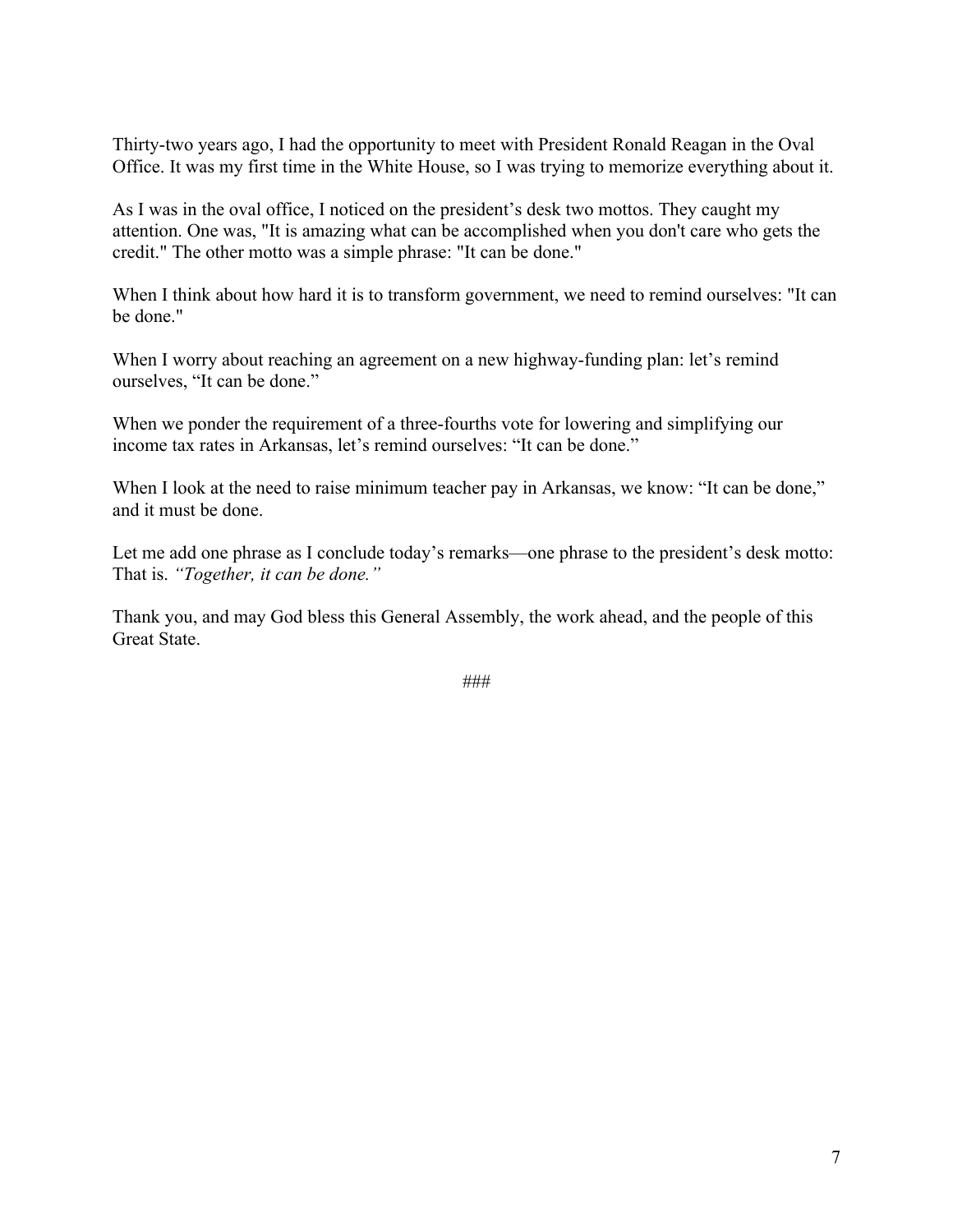Thirty-two years ago, I had the opportunity to meet with President Ronald Reagan in the Oval Office. It was my first time in the White House, so I was trying to memorize everything about it.

As I was in the oval office, I noticed on the president's desk two mottos. They caught my attention. One was, "It is amazing what can be accomplished when you don't care who gets the credit." The other motto was a simple phrase: "It can be done."

When I think about how hard it is to transform government, we need to remind ourselves: "It can be done."

When I worry about reaching an agreement on a new highway-funding plan: let's remind ourselves, "It can be done."

When we ponder the requirement of a three-fourths vote for lowering and simplifying our income tax rates in Arkansas, let's remind ourselves: "It can be done."

When I look at the need to raise minimum teacher pay in Arkansas, we know: "It can be done," and it must be done.

Let me add one phrase as I conclude today's remarks—one phrase to the president's desk motto: That is. *"Together, it can be done."*

Thank you, and may God bless this General Assembly, the work ahead, and the people of this Great State.

###